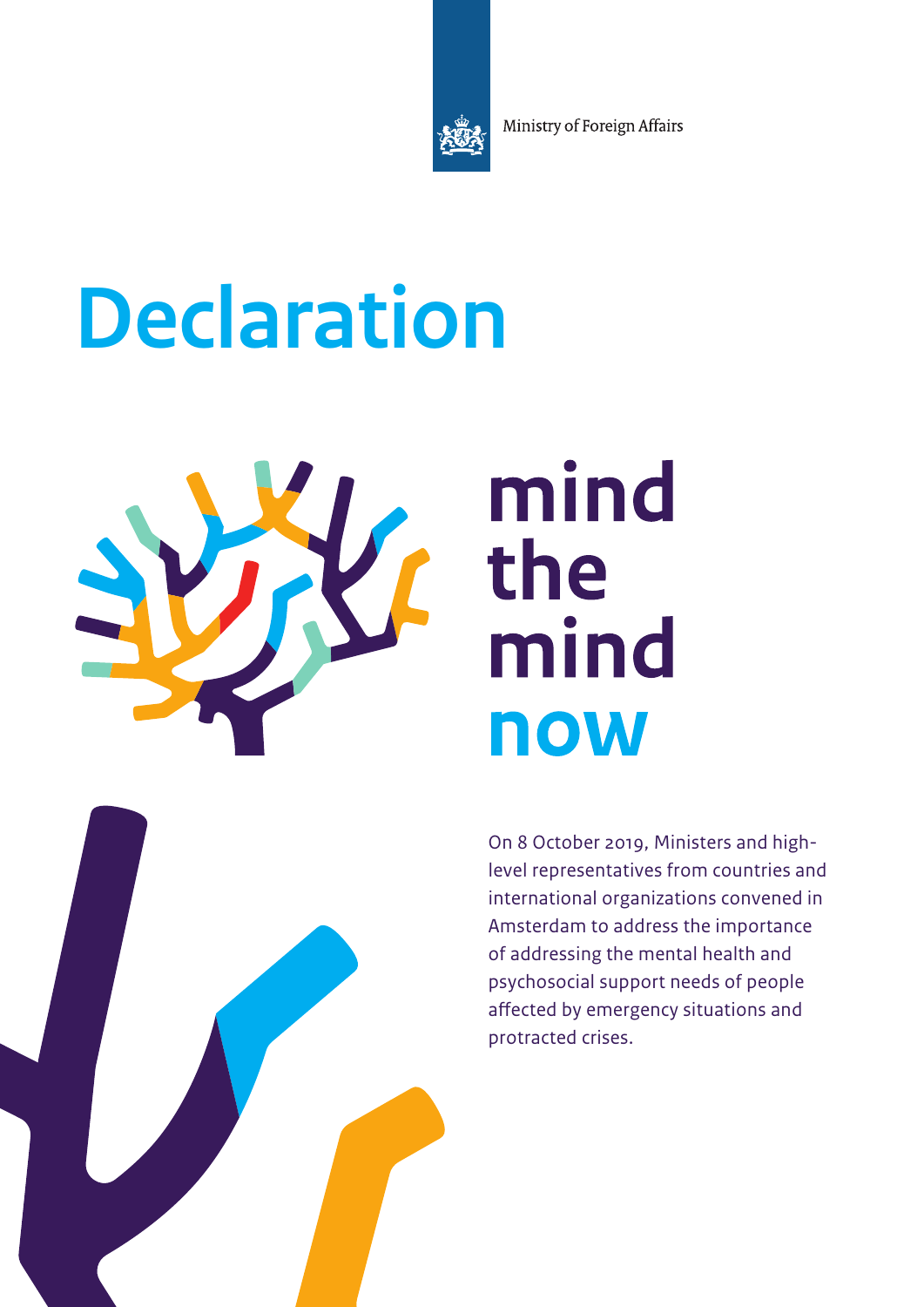Ministry of Foreign Affairs

# Declaration

## mind the mind now

On 8 October 2019, Ministers and high-level representatives from countries and international organizations convened in Amsterdam to address the importance of addressing the mental health and psychosocial support needs of people affected by emergency situations and protracted crises.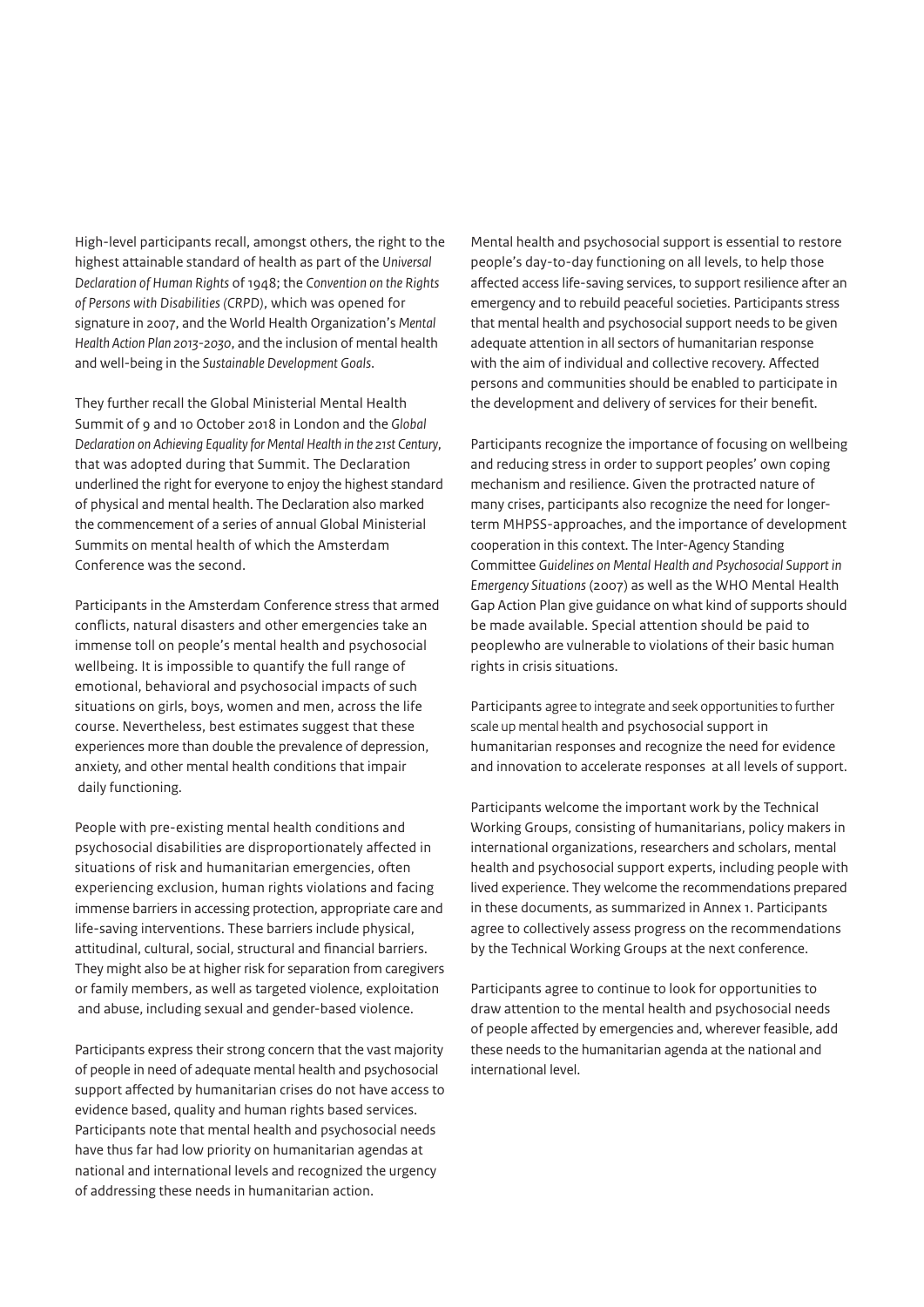High-level participants recall, amongst others, the right to the highest attainable standard of health as part of the *Universal Declaration of Human Rights* of 1948; the *Convention on the Rights of Persons with Disabilities (CRPD)*, which was opened for signature in 2007, and the World Health Organization's *Mental Health Action Plan 2013-2030*, and the inclusion of mental health and well-being in the *Sustainable Development Goals*.

They further recall the Global Ministerial Mental Health Summit of 9 and 10 October 2018 in London and the *Global Declaration on Achieving Equality for Mental Health in the 21st Century*, that was adopted during that Summit. The Declaration underlined the right for everyone to enjoy the highest standard of physical and mental health. The Declaration also marked the commencement of a series of annual Global Ministerial Summits on mental health of which the Amsterdam Conference was the second.

Participants in the Amsterdam Conference stress that armed conflicts, natural disasters and other emergencies take an immense toll on people's mental health and psychosocial wellbeing. It is impossible to quantify the full range of emotional, behavioral and psychosocial impacts of such situations on girls, boys, women and men, across the life course. Nevertheless, best estimates suggest that these experiences more than double the prevalence of depression, anxiety, and other mental health conditions that impair daily functioning.

People with pre-existing mental health conditions and psychosocial disabilities are disproportionately affected in situations of risk and humanitarian emergencies, often experiencing exclusion, human rights violations and facing immense barriers in accessing protection, appropriate care and life-saving interventions. These barriers include physical, attitudinal, cultural, social, structural and financial barriers. They might also be at higher risk for separation from caregivers or family members, as well as targeted violence, exploitation and abuse, including sexual and gender-based violence.

Participants express their strong concern that the vast majority of people in need of adequate mental health and psychosocial support affected by humanitarian crises do not have access to evidence based, quality and human rights based services. Participants note that mental health and psychosocial needs have thus far had low priority on humanitarian agendas at national and international levels and recognized the urgency of addressing these needs in humanitarian action.

Mental health and psychosocial support is essential to restore people's day-to-day functioning on all levels, to help those affected access life-saving services, to support resilience after an emergency and to rebuild peaceful societies. Participants stress that mental health and psychosocial support needs to be given adequate attention in all sectors of humanitarian response with the aim of individual and collective recovery. Affected persons and communities should be enabled to participate in the development and delivery of services for their benefit.

Participants recognize the importance of focusing on wellbeing and reducing stress in order to support peoples' own coping mechanism and resilience. Given the protracted nature of many crises, participants also recognize the need for longer-term MHPSS-approaches, and the importance of development cooperation in this context. The Inter-Agency Standing Committee *Guidelines on Mental Health and Psychosocial Support in Emergency Situations* (2007) as well as the WHO Mental Health Gap Action Plan give guidance on what kind of supports should be made available. Special attention should be paid to peoplewho are vulnerable to violations of their basic human rights in crisis situations.

Participants agree to integrate and seek opportunities to further scale up mental health and psychosocial support in humanitarian responses and recognize the need for evidence and innovation to accelerate responses at all levels of support.

Participants welcome the important work by the Technical Working Groups, consisting of humanitarians, policy makers in international organizations, researchers and scholars, mental health and psychosocial support experts, including people with lived experience. They welcome the recommendations prepared in these documents, as summarized in Annex 1. Participants agree to collectively assess progress on the recommendations by the Technical Working Groups at the next conference.

Participants agree to continue to look for opportunities to draw attention to the mental health and psychosocial needs of people affected by emergencies and, wherever feasible, add these needs to the humanitarian agenda at the national and international level.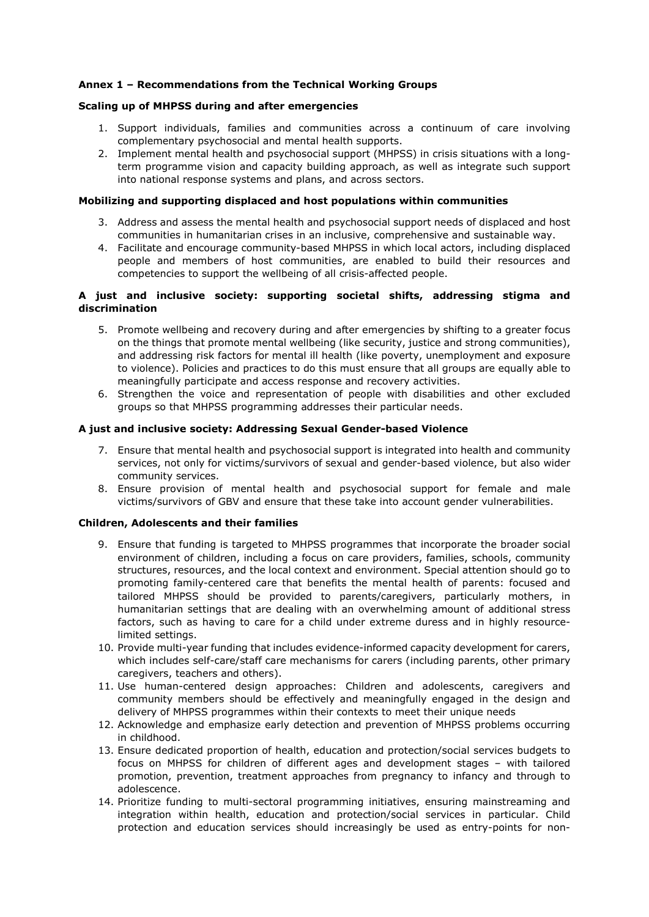**Annex 1 – Recommendations from the Technical Working Groups**

**Scaling up of MHPSS during and after emergencies**

1. Support individuals, families and communities across a continuum of care involving complementary psychosocial and mental health supports.
2. Implement mental health and psychosocial support (MHPSS) in crisis situations with a long-term programme vision and capacity building approach, as well as integrate such support into national response systems and plans, and across sectors.

**Mobilizing and supporting displaced and host populations within communities**

3. Address and assess the mental health and psychosocial support needs of displaced and host communities in humanitarian crises in an inclusive, comprehensive and sustainable way.
4. Facilitate and encourage community-based MHPSS in which local actors, including displaced people and members of host communities, are enabled to build their resources and competencies to support the wellbeing of all crisis-affected people.

**A just and inclusive society: supporting societal shifts, addressing stigma and discrimination**

5. Promote wellbeing and recovery during and after emergencies by shifting to a greater focus on the things that promote mental wellbeing (like security, justice and strong communities), and addressing risk factors for mental ill health (like poverty, unemployment and exposure to violence). Policies and practices to do this must ensure that all groups are equally able to meaningfully participate and access response and recovery activities.
6. Strengthen the voice and representation of people with disabilities and other excluded groups so that MHPSS programming addresses their particular needs.

**A just and inclusive society: Addressing Sexual Gender-based Violence**

7. Ensure that mental health and psychosocial support is integrated into health and community services, not only for victims/survivors of sexual and gender-based violence, but also wider community services.
8. Ensure provision of mental health and psychosocial support for female and male victims/survivors of GBV and ensure that these take into account gender vulnerabilities.

**Children, Adolescents and their families**

9. Ensure that funding is targeted to MHPSS programmes that incorporate the broader social environment of children, including a focus on care providers, families, schools, community structures, resources, and the local context and environment. Special attention should go to promoting family-centered care that benefits the mental health of parents: focused and tailored MHPSS should be provided to parents/caregivers, particularly mothers, in humanitarian settings that are dealing with an overwhelming amount of additional stress factors, such as having to care for a child under extreme duress and in highly resource-limited settings.
10. Provide multi-year funding that includes evidence-informed capacity development for carers, which includes self-care/staff care mechanisms for carers (including parents, other primary caregivers, teachers and others).
11. Use human-centered design approaches: Children and adolescents, caregivers and community members should be effectively and meaningfully engaged in the design and delivery of MHPSS programmes within their contexts to meet their unique needs
12. Acknowledge and emphasize early detection and prevention of MHPSS problems occurring in childhood.
13. Ensure dedicated proportion of health, education and protection/social services budgets to focus on MHPSS for children of different ages and development stages – with tailored promotion, prevention, treatment approaches from pregnancy to infancy and through to adolescence.
14. Prioritize funding to multi-sectoral programming initiatives, ensuring mainstreaming and integration within health, education and protection/social services in particular. Child protection and education services should increasingly be used as entry-points for non-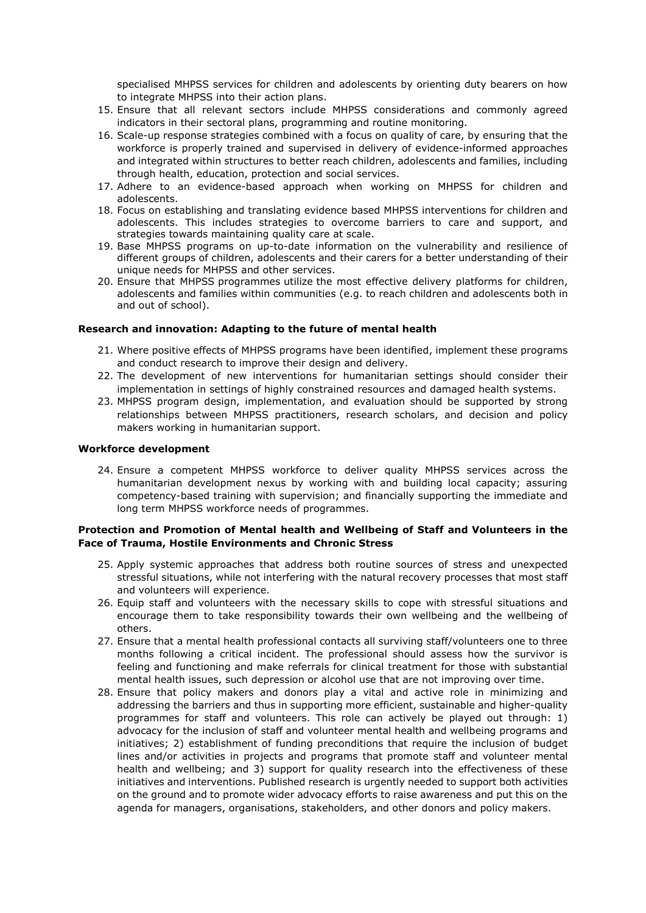specialised MHPSS services for children and adolescents by orienting duty bearers on how to integrate MHPSS into their action plans.

15. Ensure that all relevant sectors include MHPSS considerations and commonly agreed indicators in their sectoral plans, programming and routine monitoring.
16. Scale-up response strategies combined with a focus on quality of care, by ensuring that the workforce is properly trained and supervised in delivery of evidence-informed approaches and integrated within structures to better reach children, adolescents and families, including through health, education, protection and social services.
17. Adhere to an evidence-based approach when working on MHPSS for children and adolescents.
18. Focus on establishing and translating evidence based MHPSS interventions for children and adolescents. This includes strategies to overcome barriers to care and support, and strategies towards maintaining quality care at scale.
19. Base MHPSS programs on up-to-date information on the vulnerability and resilience of different groups of children, adolescents and their carers for a better understanding of their unique needs for MHPSS and other services.
20. Ensure that MHPSS programmes utilize the most effective delivery platforms for children, adolescents and families within communities (e.g. to reach children and adolescents both in and out of school).

**Research and innovation: Adapting to the future of mental health**

21. Where positive effects of MHPSS programs have been identified, implement these programs and conduct research to improve their design and delivery.
22. The development of new interventions for humanitarian settings should consider their implementation in settings of highly constrained resources and damaged health systems.
23. MHPSS program design, implementation, and evaluation should be supported by strong relationships between MHPSS practitioners, research scholars, and decision and policy makers working in humanitarian support.

**Workforce development**

24. Ensure a competent MHPSS workforce to deliver quality MHPSS services across the humanitarian development nexus by working with and building local capacity; assuring competency-based training with supervision; and financially supporting the immediate and long term MHPSS workforce needs of programmes.

**Protection and Promotion of Mental health and Wellbeing of Staff and Volunteers in the Face of Trauma, Hostile Environments and Chronic Stress**

25. Apply systemic approaches that address both routine sources of stress and unexpected stressful situations, while not interfering with the natural recovery processes that most staff and volunteers will experience.
26. Equip staff and volunteers with the necessary skills to cope with stressful situations and encourage them to take responsibility towards their own wellbeing and the wellbeing of others.
27. Ensure that a mental health professional contacts all surviving staff/volunteers one to three months following a critical incident. The professional should assess how the survivor is feeling and functioning and make referrals for clinical treatment for those with substantial mental health issues, such depression or alcohol use that are not improving over time.
28. Ensure that policy makers and donors play a vital and active role in minimizing and addressing the barriers and thus in supporting more efficient, sustainable and higher-quality programmes for staff and volunteers. This role can actively be played out through: 1) advocacy for the inclusion of staff and volunteer mental health and wellbeing programs and initiatives; 2) establishment of funding preconditions that require the inclusion of budget lines and/or activities in projects and programs that promote staff and volunteer mental health and wellbeing; and 3) support for quality research into the effectiveness of these initiatives and interventions. Published research is urgently needed to support both activities on the ground and to promote wider advocacy efforts to raise awareness and put this on the agenda for managers, organisations, stakeholders, and other donors and policy makers.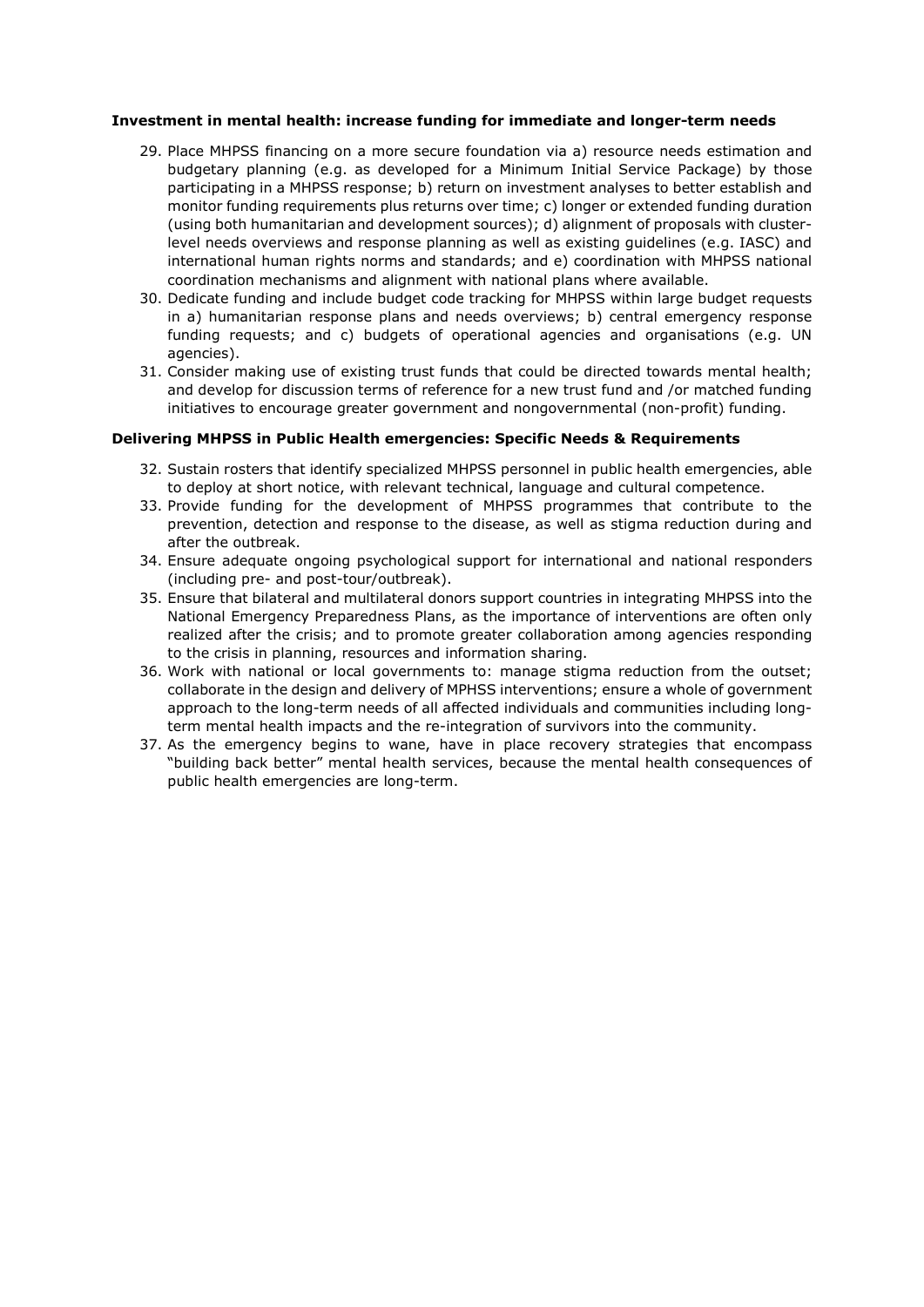**Investment in mental health: increase funding for immediate and longer-term needs**

29. Place MHPSS financing on a more secure foundation via a) resource needs estimation and budgetary planning (e.g. as developed for a Minimum Initial Service Package) by those participating in a MHPSS response; b) return on investment analyses to better establish and monitor funding requirements plus returns over time; c) longer or extended funding duration (using both humanitarian and development sources); d) alignment of proposals with cluster-level needs overviews and response planning as well as existing guidelines (e.g. IASC) and international human rights norms and standards; and e) coordination with MHPSS national coordination mechanisms and alignment with national plans where available.
30. Dedicate funding and include budget code tracking for MHPSS within large budget requests in a) humanitarian response plans and needs overviews; b) central emergency response funding requests; and c) budgets of operational agencies and organisations (e.g. UN agencies).
31. Consider making use of existing trust funds that could be directed towards mental health; and develop for discussion terms of reference for a new trust fund and /or matched funding initiatives to encourage greater government and nongovernmental (non-profit) funding.

**Delivering MHPSS in Public Health emergencies: Specific Needs & Requirements**

32. Sustain rosters that identify specialized MHPSS personnel in public health emergencies, able to deploy at short notice, with relevant technical, language and cultural competence.
33. Provide funding for the development of MHPSS programmes that contribute to the prevention, detection and response to the disease, as well as stigma reduction during and after the outbreak.
34. Ensure adequate ongoing psychological support for international and national responders (including pre- and post-tour/outbreak).
35. Ensure that bilateral and multilateral donors support countries in integrating MHPSS into the National Emergency Preparedness Plans, as the importance of interventions are often only realized after the crisis; and to promote greater collaboration among agencies responding to the crisis in planning, resources and information sharing.
36. Work with national or local governments to: manage stigma reduction from the outset; collaborate in the design and delivery of MPHSS interventions; ensure a whole of government approach to the long-term needs of all affected individuals and communities including long-term mental health impacts and the re-integration of survivors into the community.
37. As the emergency begins to wane, have in place recovery strategies that encompass "building back better" mental health services, because the mental health consequences of public health emergencies are long-term.